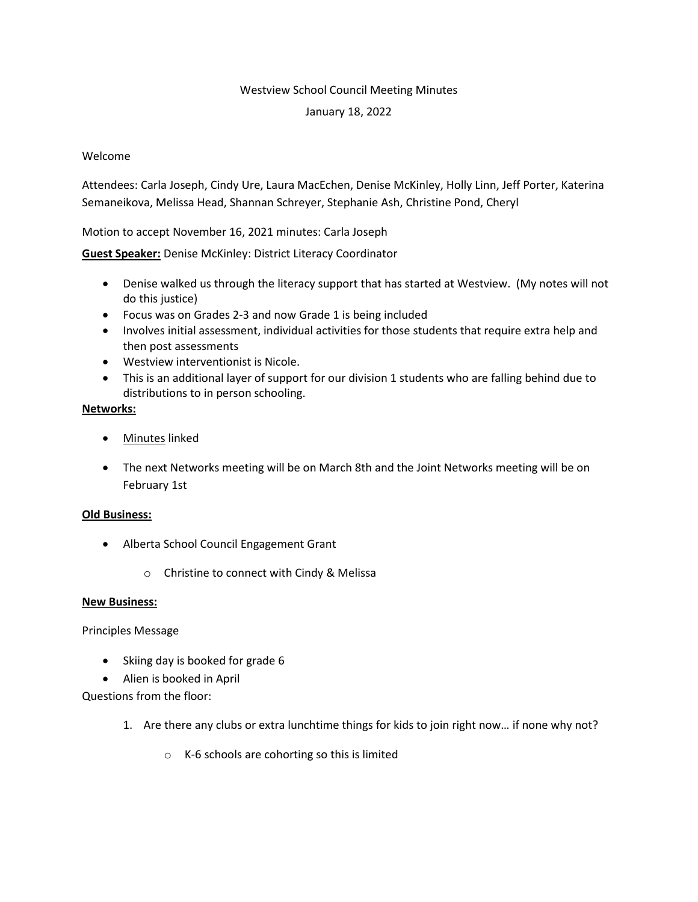Westview School Council Meeting Minutes

January 18, 2022

Welcome

Attendees: Carla Joseph, Cindy Ure, Laura MacEchen, Denise McKinley, Holly Linn, Jeff Porter, Katerina Semaneikova, Melissa Head, Shannan Schreyer, Stephanie Ash, Christine Pond, Cheryl

Motion to accept November 16, 2021 minutes: Carla Joseph

**Guest Speaker:** Denise McKinley: District Literacy Coordinator

- Denise walked us through the literacy support that has started at Westview. (My notes will not do this justice)
- Focus was on Grades 2-3 and now Grade 1 is being included
- Involves initial assessment, individual activities for those students that require extra help and then post assessments
- Westview interventionist is Nicole.
- This is an additional layer of support for our division 1 students who are falling behind due to distributions to in person schooling.

**Networks:**

- Minutes linked
- The next Networks meeting will be on March 8th and the Joint Networks meeting will be on February 1st

**Old Business:**

- Alberta School Council Engagement Grant
    - Christine to connect with Cindy & Melissa

**New Business:**

Principles Message

- Skiing day is booked for grade 6
- Alien is booked in April

Questions from the floor:

1. Are there any clubs or extra lunchtime things for kids to join right now… if none why not?
    - K-6 schools are cohorting so this is limited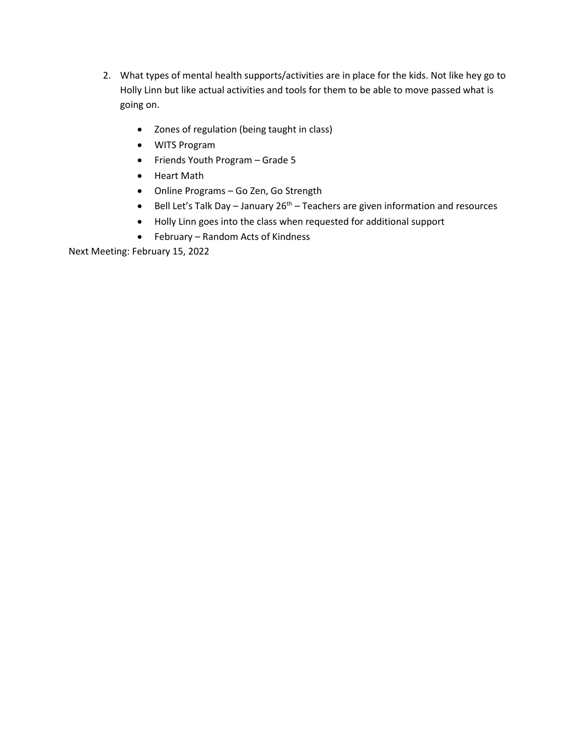2. What types of mental health supports/activities are in place for the kids. Not like hey go to Holly Linn but like actual activities and tools for them to be able to move passed what is going on.

    - Zones of regulation (being taught in class)
    - WITS Program
    - Friends Youth Program – Grade 5
    - Heart Math
    - Online Programs – Go Zen, Go Strength
    - Bell Let's Talk Day – January 26th – Teachers are given information and resources
    - Holly Linn goes into the class when requested for additional support
    - February – Random Acts of Kindness

Next Meeting: February 15, 2022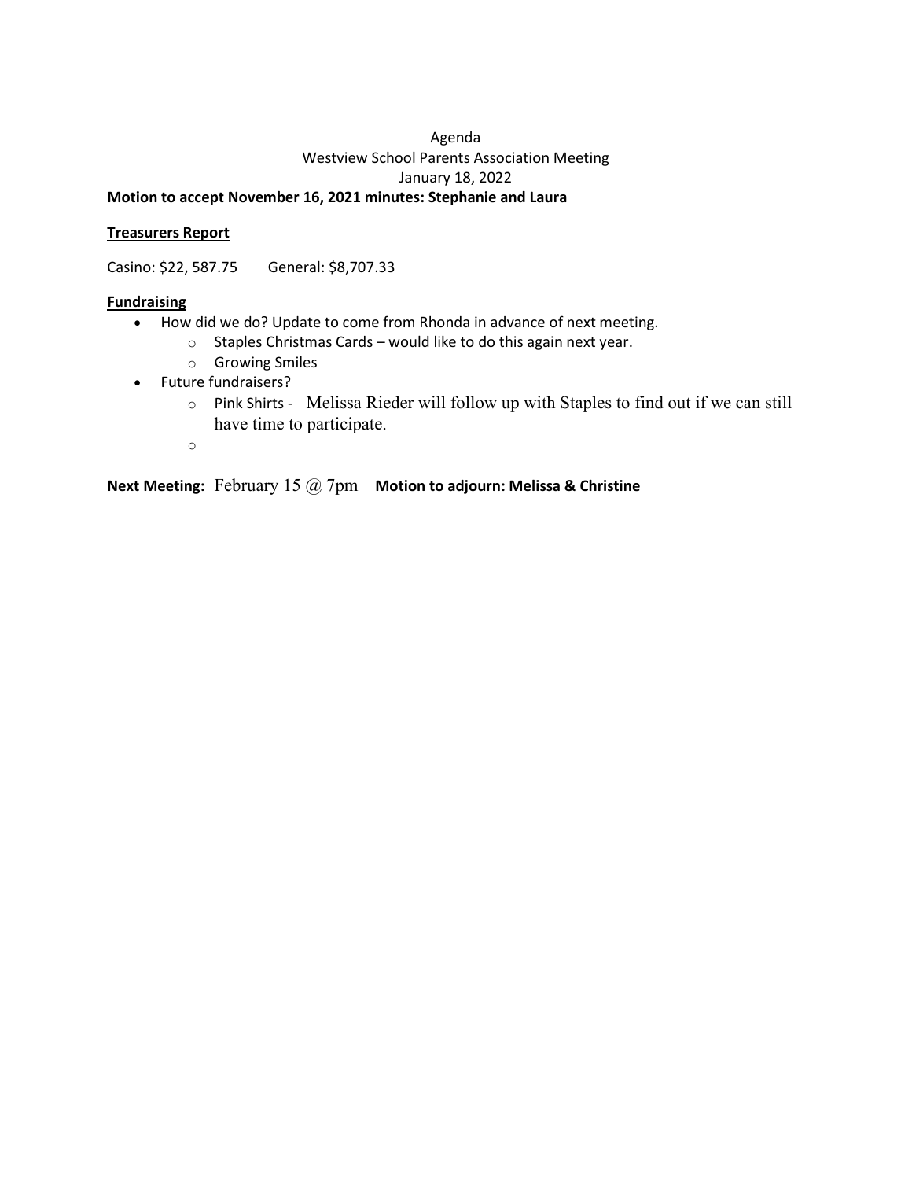Agenda

Westview School Parents Association Meeting

January 18, 2022

**Motion to accept November 16, 2021 minutes: Stephanie and Laura**

**Treasurers Report**

Casino: $22, 587.75 General: $8,707.33

**Fundraising**

- How did we do? Update to come from Rhonda in advance of next meeting.
  - Staples Christmas Cards – would like to do this again next year.
  - Growing Smiles
- Future fundraisers?
  - Pink Shirts -– Melissa Rieder will follow up with Staples to find out if we can still have time to participate.
  -

**Next Meeting:** February 15 @ 7pm **Motion to adjourn: Melissa & Christine**